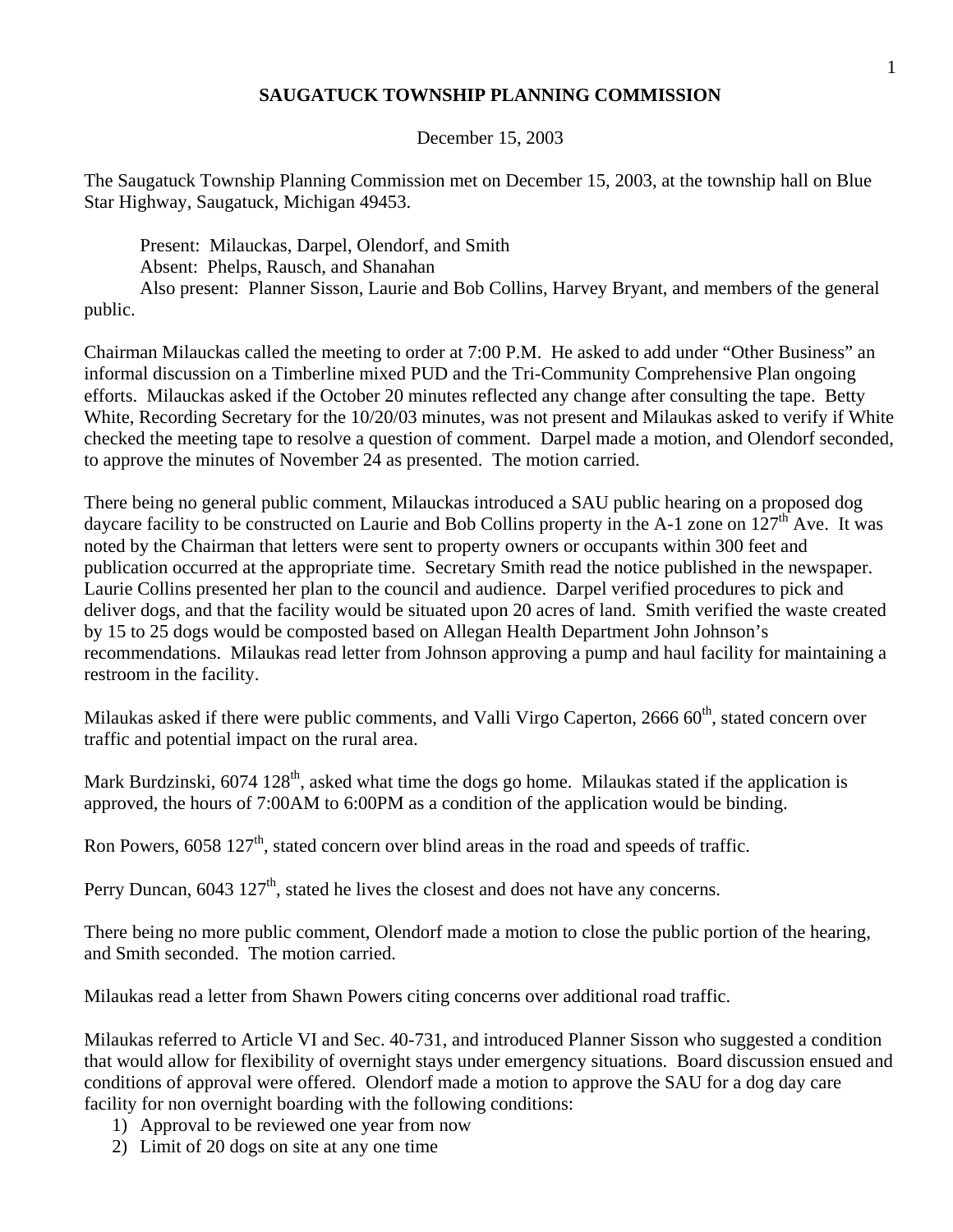# SAUGATUCK TOWNSHIP PLANNING COMMISSION

December 15, 2003

The Saugatuck Township Planning Commission met on December 15, 2003, at the township hall on Blue Star Highway, Saugatuck, Michigan 49453.

Present: Milauckas, Darpel, Olendorf, and Smith
Absent: Phelps, Rausch, and Shanahan
Also present: Planner Sisson, Laurie and Bob Collins, Harvey Bryant, and members of the general public.

Chairman Milauckas called the meeting to order at 7:00 P.M. He asked to add under "Other Business" an informal discussion on a Timberline mixed PUD and the Tri-Community Comprehensive Plan ongoing efforts. Milauckas asked if the October 20 minutes reflected any change after consulting the tape. Betty White, Recording Secretary for the 10/20/03 minutes, was not present and Milaukas asked to verify if White checked the meeting tape to resolve a question of comment. Darpel made a motion, and Olendorf seconded, to approve the minutes of November 24 as presented. The motion carried.

There being no general public comment, Milauckas introduced a SAU public hearing on a proposed dog daycare facility to be constructed on Laurie and Bob Collins property in the A-1 zone on 127th Ave. It was noted by the Chairman that letters were sent to property owners or occupants within 300 feet and publication occurred at the appropriate time. Secretary Smith read the notice published in the newspaper. Laurie Collins presented her plan to the council and audience. Darpel verified procedures to pick and deliver dogs, and that the facility would be situated upon 20 acres of land. Smith verified the waste created by 15 to 25 dogs would be composted based on Allegan Health Department John Johnson's recommendations. Milaukas read letter from Johnson approving a pump and haul facility for maintaining a restroom in the facility.

Milaukas asked if there were public comments, and Valli Virgo Caperton, 2666 60th, stated concern over traffic and potential impact on the rural area.

Mark Burdzinski, 6074 128th, asked what time the dogs go home. Milaukas stated if the application is approved, the hours of 7:00AM to 6:00PM as a condition of the application would be binding.

Ron Powers, 6058 127th, stated concern over blind areas in the road and speeds of traffic.

Perry Duncan, 6043 127th, stated he lives the closest and does not have any concerns.

There being no more public comment, Olendorf made a motion to close the public portion of the hearing, and Smith seconded. The motion carried.

Milaukas read a letter from Shawn Powers citing concerns over additional road traffic.

Milaukas referred to Article VI and Sec. 40-731, and introduced Planner Sisson who suggested a condition that would allow for flexibility of overnight stays under emergency situations. Board discussion ensued and conditions of approval were offered. Olendorf made a motion to approve the SAU for a dog day care facility for non overnight boarding with the following conditions:

1) Approval to be reviewed one year from now
2) Limit of 20 dogs on site at any one time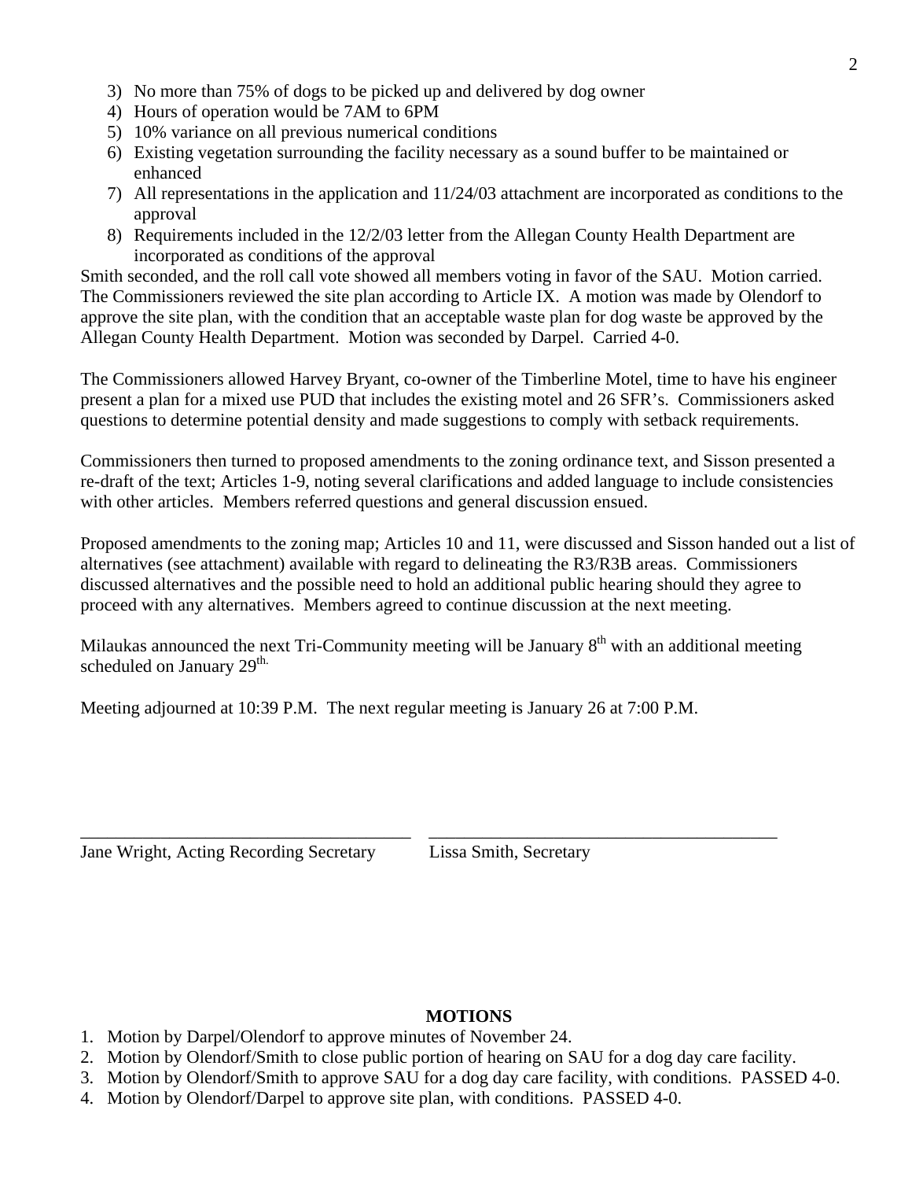3) No more than 75% of dogs to be picked up and delivered by dog owner
4) Hours of operation would be 7AM to 6PM
5) 10% variance on all previous numerical conditions
6) Existing vegetation surrounding the facility necessary as a sound buffer to be maintained or enhanced
7) All representations in the application and 11/24/03 attachment are incorporated as conditions to the approval
8) Requirements included in the 12/2/03 letter from the Allegan County Health Department are incorporated as conditions of the approval

Smith seconded, and the roll call vote showed all members voting in favor of the SAU. Motion carried. The Commissioners reviewed the site plan according to Article IX. A motion was made by Olendorf to approve the site plan, with the condition that an acceptable waste plan for dog waste be approved by the Allegan County Health Department. Motion was seconded by Darpel. Carried 4-0.

The Commissioners allowed Harvey Bryant, co-owner of the Timberline Motel, time to have his engineer present a plan for a mixed use PUD that includes the existing motel and 26 SFR's. Commissioners asked questions to determine potential density and made suggestions to comply with setback requirements.

Commissioners then turned to proposed amendments to the zoning ordinance text, and Sisson presented a re-draft of the text; Articles 1-9, noting several clarifications and added language to include consistencies with other articles. Members referred questions and general discussion ensued.

Proposed amendments to the zoning map; Articles 10 and 11, were discussed and Sisson handed out a list of alternatives (see attachment) available with regard to delineating the R3/R3B areas. Commissioners discussed alternatives and the possible need to hold an additional public hearing should they agree to proceed with any alternatives. Members agreed to continue discussion at the next meeting.

Milaukas announced the next Tri-Community meeting will be January 8th with an additional meeting scheduled on January 29th.

Meeting adjourned at 10:39 P.M. The next regular meeting is January 26 at 7:00 P.M.

______________________________________ ______________________________________

Jane Wright, Acting Recording Secretary Lissa Smith, Secretary

**MOTIONS**

1. Motion by Darpel/Olendorf to approve minutes of November 24.
2. Motion by Olendorf/Smith to close public portion of hearing on SAU for a dog day care facility.
3. Motion by Olendorf/Smith to approve SAU for a dog day care facility, with conditions. PASSED 4-0.
4. Motion by Olendorf/Darpel to approve site plan, with conditions. PASSED 4-0.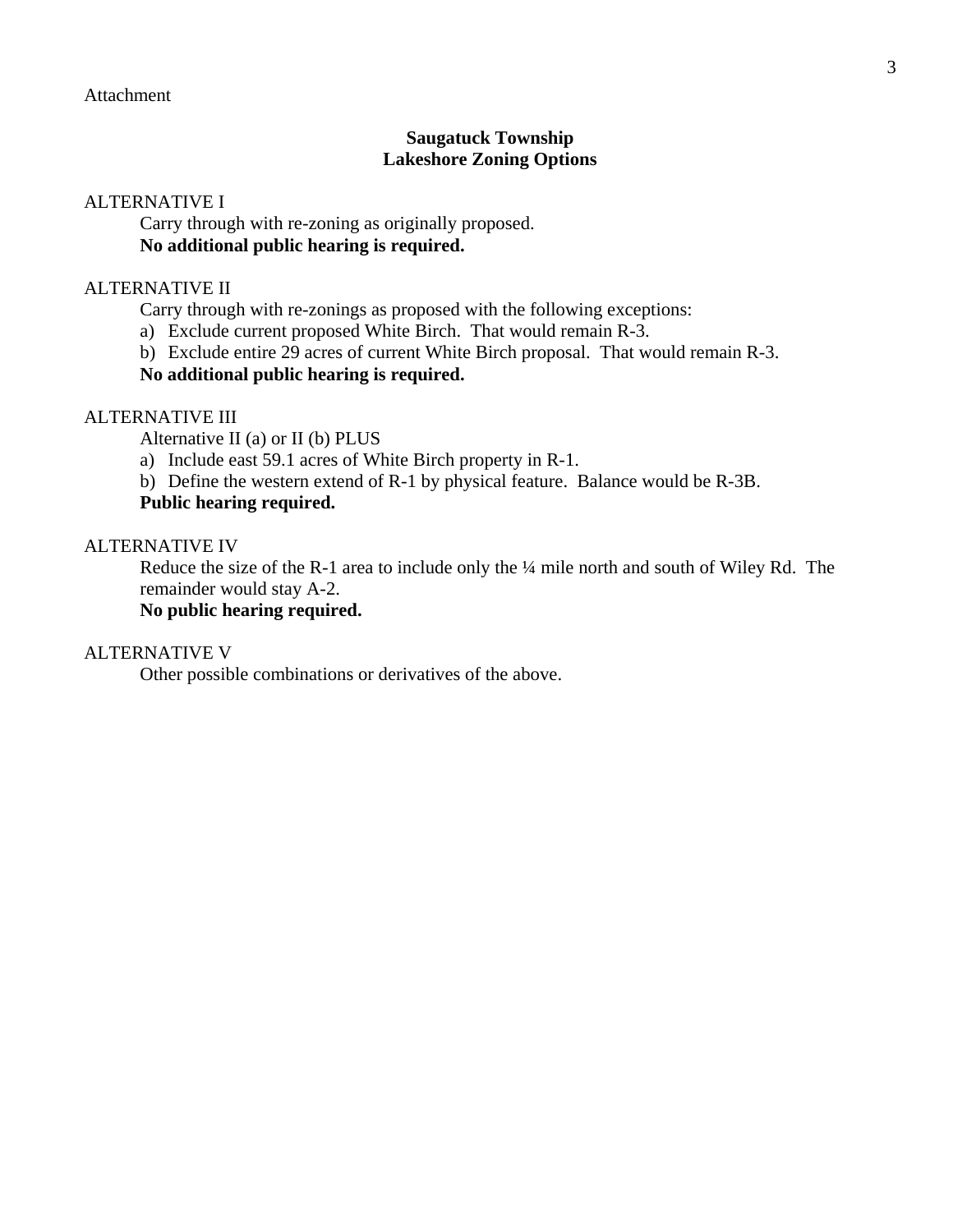Attachment

## Saugatuck Township
## Lakeshore Zoning Options

ALTERNATIVE I

Carry through with re-zoning as originally proposed.
**No additional public hearing is required.**

ALTERNATIVE II

Carry through with re-zonings as proposed with the following exceptions:

a) Exclude current proposed White Birch. That would remain R-3.
b) Exclude entire 29 acres of current White Birch proposal. That would remain R-3.

**No additional public hearing is required.**

ALTERNATIVE III

Alternative II (a) or II (b) PLUS

a) Include east 59.1 acres of White Birch property in R-1.
b) Define the western extend of R-1 by physical feature. Balance would be R-3B.

**Public hearing required.**

ALTERNATIVE IV

Reduce the size of the R-1 area to include only the ¼ mile north and south of Wiley Rd. The remainder would stay A-2.
**No public hearing required.**

ALTERNATIVE V

Other possible combinations or derivatives of the above.